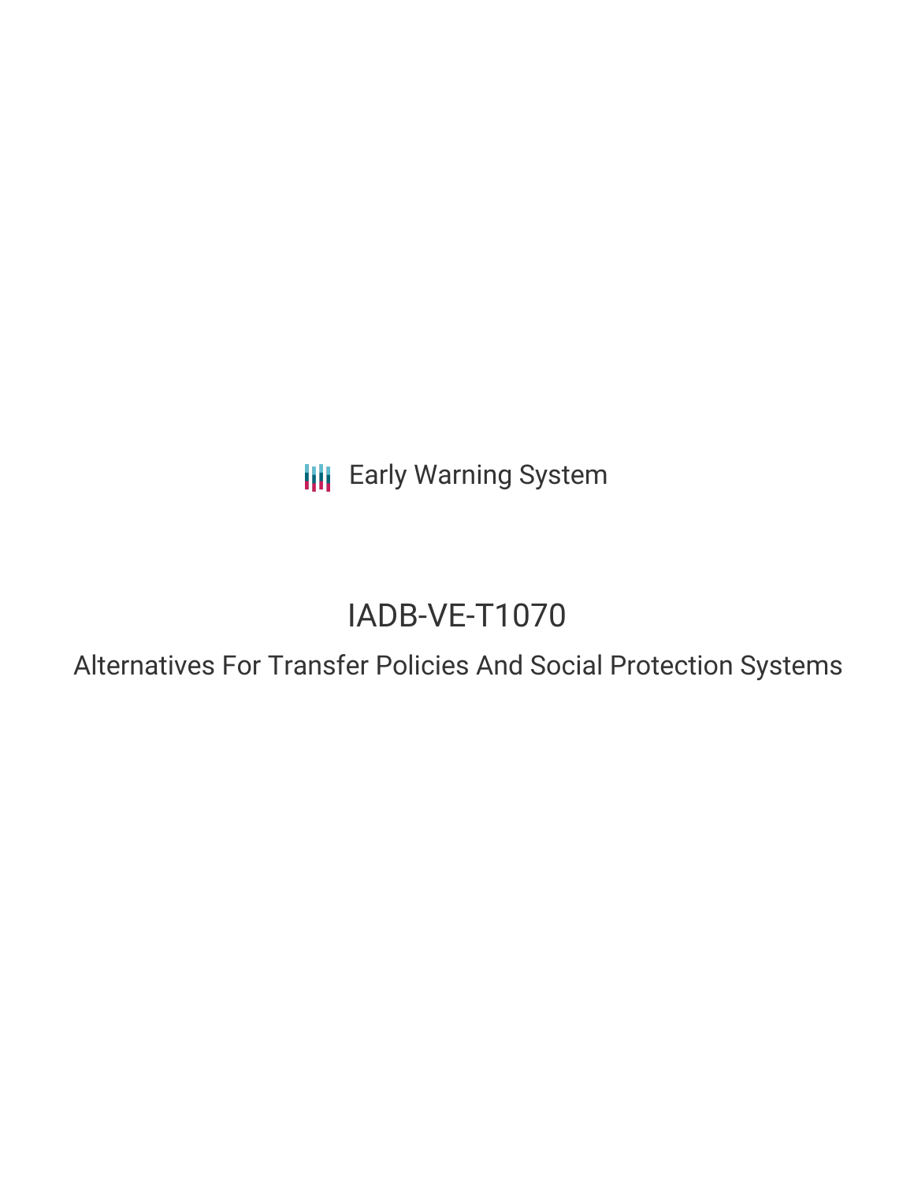Early Warning System

# IADB-VE-T1070

## Alternatives For Transfer Policies And Social Protection Systems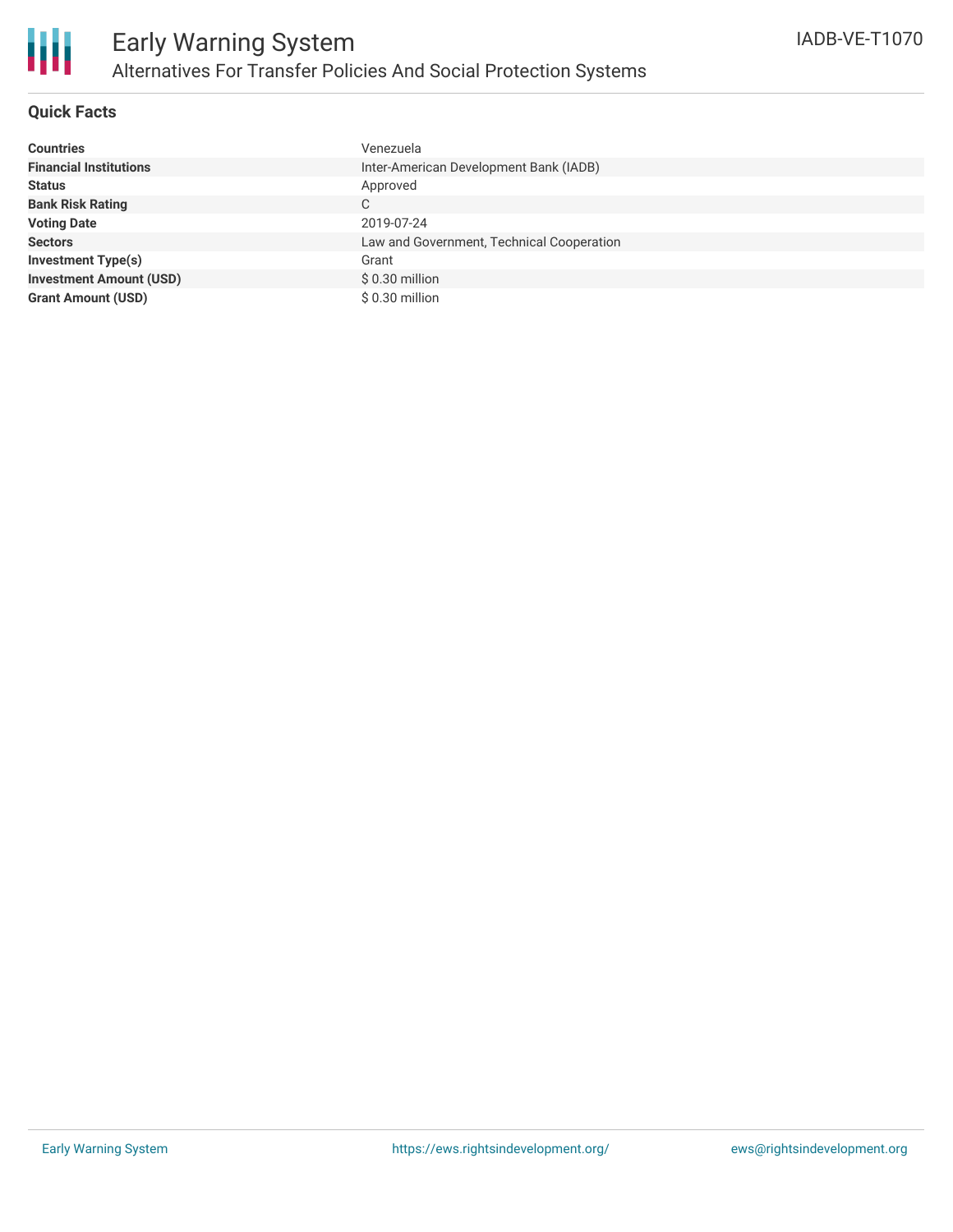# Early Warning System

## Alternatives For Transfer Policies And Social Protection Systems

IADB-VE-T1070

### Quick Facts

| | |
|---|---|
| **Countries** | Venezuela |
| **Financial Institutions** | Inter-American Development Bank (IADB) |
| **Status** | Approved |
| **Bank Risk Rating** | C |
| **Voting Date** | 2019-07-24 |
| **Sectors** | Law and Government, Technical Cooperation |
| **Investment Type(s)** | Grant |
| **Investment Amount (USD)** | $ 0.30 million |
| **Grant Amount (USD)** | $ 0.30 million |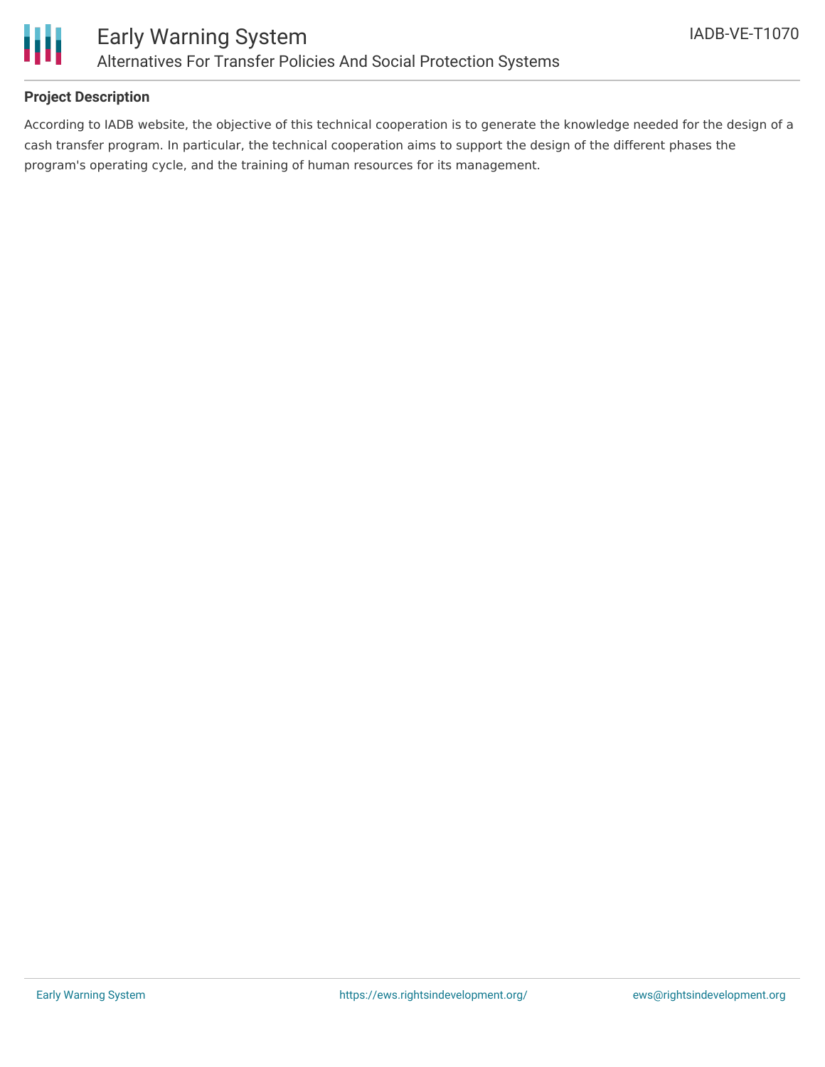**Project Description**

According to IADB website, the objective of this technical cooperation is to generate the knowledge needed for the design of a cash transfer program. In particular, the technical cooperation aims to support the design of the different phases the program's operating cycle, and the training of human resources for its management.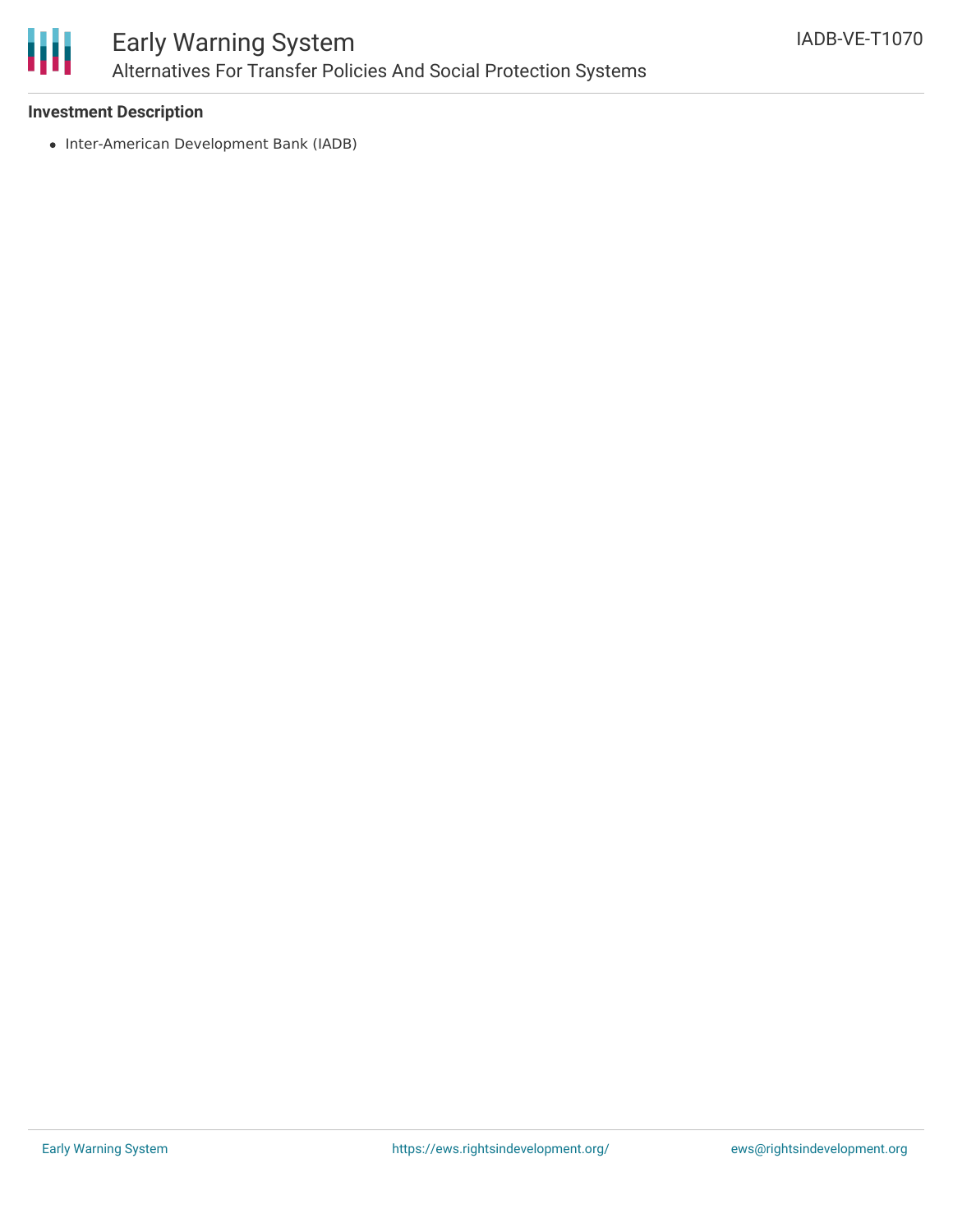### Investment Description

- Inter-American Development Bank (IADB)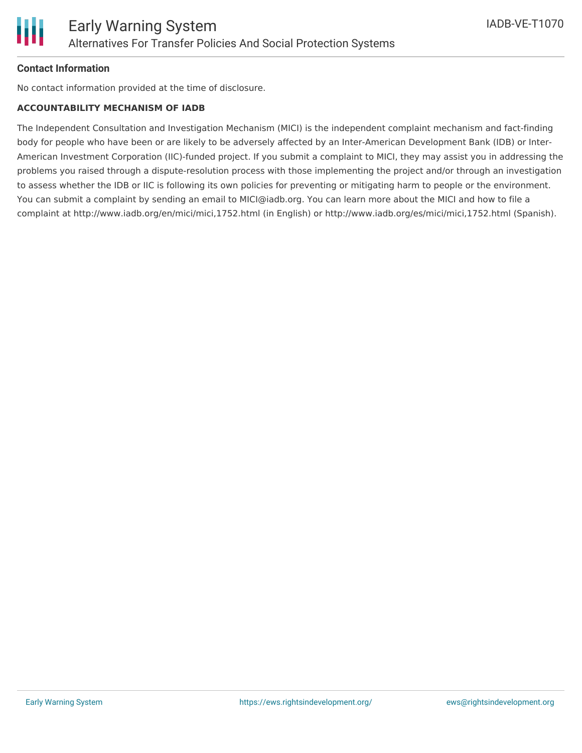**Contact Information**

No contact information provided at the time of disclosure.

**ACCOUNTABILITY MECHANISM OF IADB**

The Independent Consultation and Investigation Mechanism (MICI) is the independent complaint mechanism and fact-finding body for people who have been or are likely to be adversely affected by an Inter-American Development Bank (IDB) or Inter-American Investment Corporation (IIC)-funded project. If you submit a complaint to MICI, they may assist you in addressing the problems you raised through a dispute-resolution process with those implementing the project and/or through an investigation to assess whether the IDB or IIC is following its own policies for preventing or mitigating harm to people or the environment. You can submit a complaint by sending an email to MICI@iadb.org. You can learn more about the MICI and how to file a complaint at http://www.iadb.org/en/mici/mici,1752.html (in English) or http://www.iadb.org/es/mici/mici,1752.html (Spanish).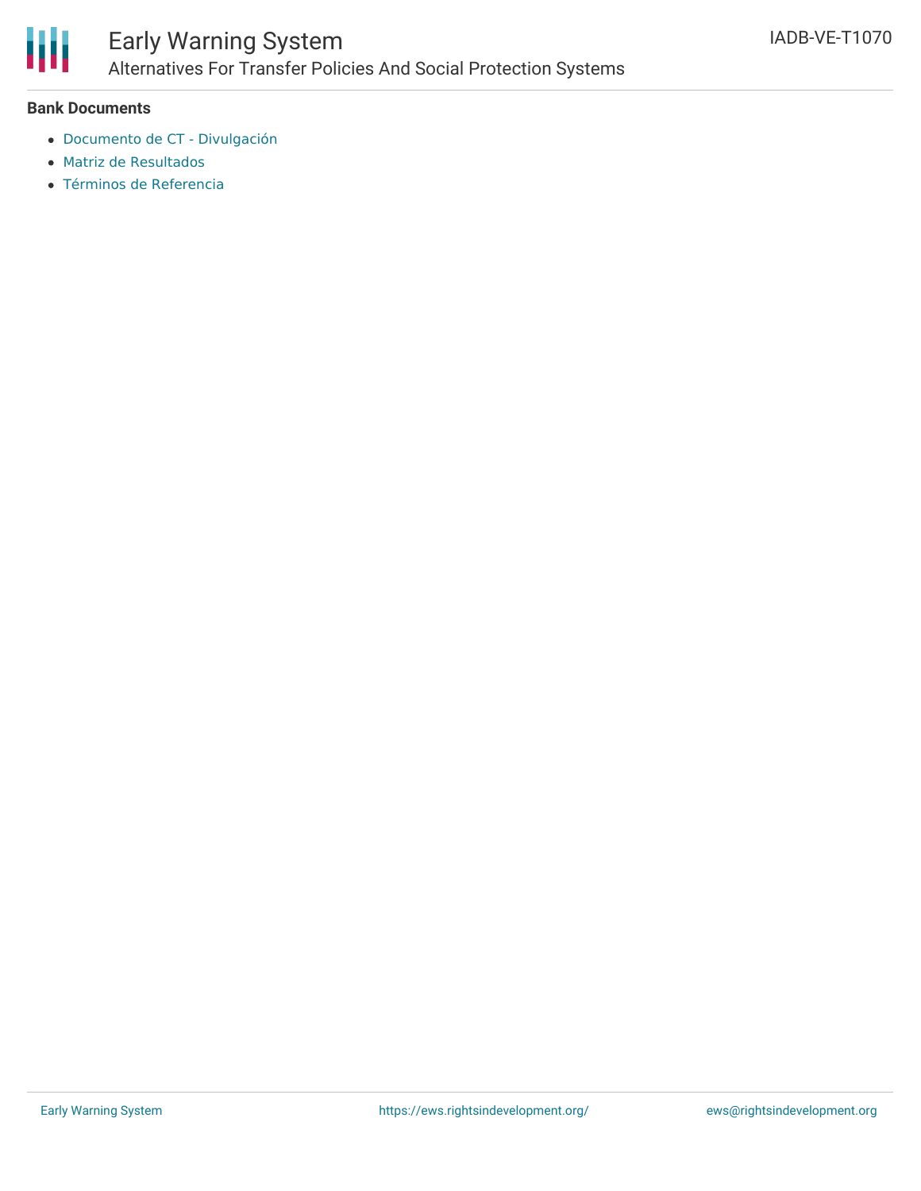**Bank Documents**

- Documento de CT - Divulgación
- Matriz de Resultados
- Términos de Referencia